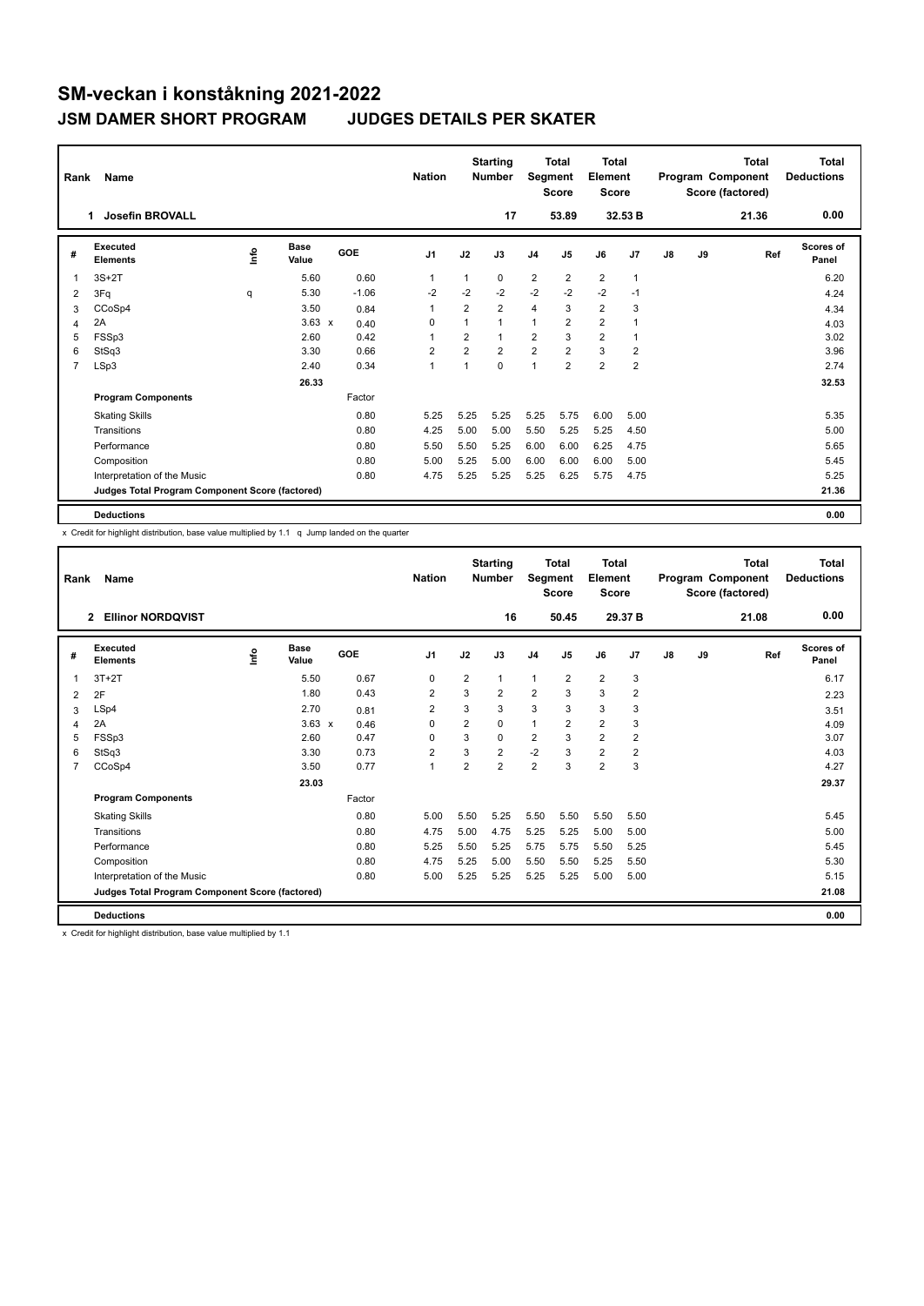# SM-veckan i konståkning 2021-2022

## JSM DAMER SHORT PROGRAM JUDGES DETAILS PER SKATER

| Rank | Name | Nation | Starting Number | Total Segment Score | Total Element Score | Total Program Component Score (factored) | Total Deductions |
|---|---|---|---|---|---|---|---|
| 1 | Josefin BROVALL | | 17 | 53.89 | 32.53 B | 21.36 | 0.00 |

| # | Executed Elements | Info | Base Value | | GOE | J1 | J2 | J3 | J4 | J5 | J6 | J7 | J8 | J9 | Ref | Scores of Panel |
|---|---|---|---|---|---|---|---|---|---|---|---|---|---|---|---|---|
| 1 | 3S+2T | | 5.60 | | 0.60 | 1 | 1 | 0 | 2 | 2 | 2 | 1 | | | | 6.20 |
| 2 | 3Fq | q | 5.30 | | -1.06 | -2 | -2 | -2 | -2 | -2 | -2 | -1 | | | | 4.24 |
| 3 | CCoSp4 | | 3.50 | | 0.84 | 1 | 2 | 2 | 4 | 3 | 2 | 3 | | | | 4.34 |
| 4 | 2A | | 3.63 | x | 0.40 | 0 | 1 | 1 | 1 | 2 | 2 | 1 | | | | 4.03 |
| 5 | FSSp3 | | 2.60 | | 0.42 | 1 | 2 | 1 | 2 | 3 | 2 | 1 | | | | 3.02 |
| 6 | StSq3 | | 3.30 | | 0.66 | 2 | 2 | 2 | 2 | 2 | 3 | 2 | | | | 3.96 |
| 7 | LSp3 | | 2.40 | | 0.34 | 1 | 1 | 0 | 1 | 2 | 2 | 2 | | | | 2.74 |
| | | | 26.33 | | | | | | | | | | | | | 32.53 |
| | **Program Components** | | | | Factor | | | | | | | | | | | |
| | Skating Skills | | | | 0.80 | 5.25 | 5.25 | 5.25 | 5.25 | 5.75 | 6.00 | 5.00 | | | | 5.35 |
| | Transitions | | | | 0.80 | 4.25 | 5.00 | 5.00 | 5.50 | 5.25 | 5.25 | 4.50 | | | | 5.00 |
| | Performance | | | | 0.80 | 5.50 | 5.50 | 5.25 | 6.00 | 6.00 | 6.25 | 4.75 | | | | 5.65 |
| | Composition | | | | 0.80 | 5.00 | 5.25 | 5.00 | 6.00 | 6.00 | 6.00 | 5.00 | | | | 5.45 |
| | Interpretation of the Music | | | | 0.80 | 4.75 | 5.25 | 5.25 | 5.25 | 6.25 | 5.75 | 4.75 | | | | 5.25 |
| | **Judges Total Program Component Score (factored)** | | | | | | | | | | | | | | | 21.36 |
| | **Deductions** | | | | | | | | | | | | | | | 0.00 |

x Credit for highlight distribution, base value multiplied by 1.1 q Jump landed on the quarter

| Rank | Name | Nation | Starting Number | Total Segment Score | Total Element Score | Total Program Component Score (factored) | Total Deductions |
|---|---|---|---|---|---|---|---|
| 2 | Ellinor NORDQVIST | | 16 | 50.45 | 29.37 B | 21.08 | 0.00 |

| # | Executed Elements | Info | Base Value | | GOE | J1 | J2 | J3 | J4 | J5 | J6 | J7 | J8 | J9 | Ref | Scores of Panel |
|---|---|---|---|---|---|---|---|---|---|---|---|---|---|---|---|---|
| 1 | 3T+2T | | 5.50 | | 0.67 | 0 | 2 | 1 | 1 | 2 | 2 | 3 | | | | 6.17 |
| 2 | 2F | | 1.80 | | 0.43 | 2 | 3 | 2 | 2 | 3 | 3 | 2 | | | | 2.23 |
| 3 | LSp4 | | 2.70 | | 0.81 | 2 | 3 | 3 | 3 | 3 | 3 | 3 | | | | 3.51 |
| 4 | 2A | | 3.63 | x | 0.46 | 0 | 2 | 0 | 1 | 2 | 2 | 3 | | | | 4.09 |
| 5 | FSSp3 | | 2.60 | | 0.47 | 0 | 3 | 0 | 2 | 3 | 2 | 2 | | | | 3.07 |
| 6 | StSq3 | | 3.30 | | 0.73 | 2 | 3 | 2 | -2 | 3 | 2 | 2 | | | | 4.03 |
| 7 | CCoSp4 | | 3.50 | | 0.77 | 1 | 2 | 2 | 2 | 3 | 2 | 3 | | | | 4.27 |
| | | | 23.03 | | | | | | | | | | | | | 29.37 |
| | **Program Components** | | | | Factor | | | | | | | | | | | |
| | Skating Skills | | | | 0.80 | 5.00 | 5.50 | 5.25 | 5.50 | 5.50 | 5.50 | 5.50 | | | | 5.45 |
| | Transitions | | | | 0.80 | 4.75 | 5.00 | 4.75 | 5.25 | 5.25 | 5.00 | 5.00 | | | | 5.00 |
| | Performance | | | | 0.80 | 5.25 | 5.50 | 5.25 | 5.75 | 5.75 | 5.50 | 5.25 | | | | 5.45 |
| | Composition | | | | 0.80 | 4.75 | 5.25 | 5.00 | 5.50 | 5.50 | 5.25 | 5.50 | | | | 5.30 |
| | Interpretation of the Music | | | | 0.80 | 5.00 | 5.25 | 5.25 | 5.25 | 5.25 | 5.00 | 5.00 | | | | 5.15 |
| | **Judges Total Program Component Score (factored)** | | | | | | | | | | | | | | | 21.08 |
| | **Deductions** | | | | | | | | | | | | | | | 0.00 |

x Credit for highlight distribution, base value multiplied by 1.1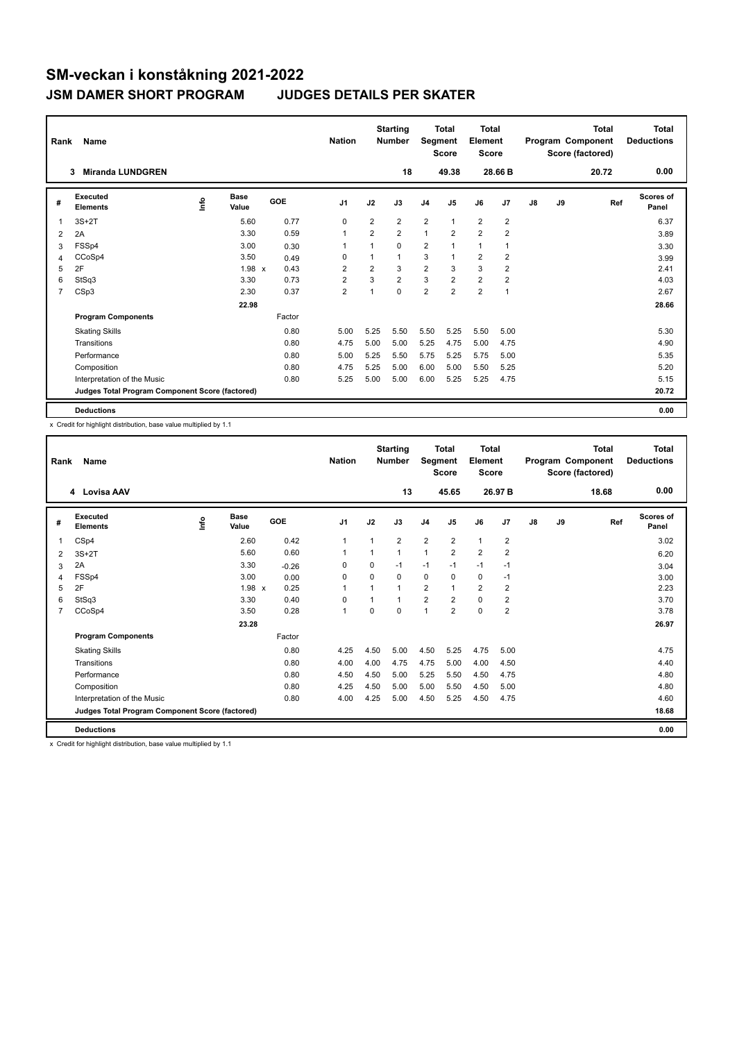# SM-veckan i konståkning 2021-2022

## JSM DAMER SHORT PROGRAM JUDGES DETAILS PER SKATER

| Rank | Name | Nation | Starting Number | Total Segment Score | Total Element Score | Total Program Component Score (factored) | Total Deductions |
|---|---|---|---|---|---|---|---|
| 3 | Miranda LUNDGREN | | 18 | 49.38 | 28.66 B | 20.72 | 0.00 |

| # | Executed Elements | Info | Base Value | GOE | J1 | J2 | J3 | J4 | J5 | J6 | J7 | J8 | J9 | Ref | Scores of Panel |
|---|---|---|---|---|---|---|---|---|---|---|---|---|---|---|---|
| 1 | 3S+2T | | 5.60 | 0.77 | 0 | 2 | 2 | 2 | 1 | 2 | 2 | | | | 6.37 |
| 2 | 2A | | 3.30 | 0.59 | 1 | 2 | 2 | 1 | 2 | 2 | 2 | | | | 3.89 |
| 3 | FSSp4 | | 3.00 | 0.30 | 1 | 1 | 0 | 2 | 1 | 1 | 1 | | | | 3.30 |
| 4 | CCoSp4 | | 3.50 | 0.49 | 0 | 1 | 1 | 3 | 1 | 2 | 2 | | | | 3.99 |
| 5 | 2F | | 1.98 x | 0.43 | 2 | 2 | 3 | 2 | 3 | 3 | 2 | | | | 2.41 |
| 6 | StSq3 | | 3.30 | 0.73 | 2 | 3 | 2 | 3 | 2 | 2 | 2 | | | | 4.03 |
| 7 | CSp3 | | 2.30 | 0.37 | 2 | 1 | 0 | 2 | 2 | 2 | 1 | | | | 2.67 |
| | | | 22.98 | | | | | | | | | | | | 28.66 |
| | **Program Components** | | | Factor | | | | | | | | | | | |
| | Skating Skills | | | 0.80 | 5.00 | 5.25 | 5.50 | 5.50 | 5.25 | 5.50 | 5.00 | | | | 5.30 |
| | Transitions | | | 0.80 | 4.75 | 5.00 | 5.00 | 5.25 | 4.75 | 5.00 | 4.75 | | | | 4.90 |
| | Performance | | | 0.80 | 5.00 | 5.25 | 5.50 | 5.75 | 5.25 | 5.75 | 5.00 | | | | 5.35 |
| | Composition | | | 0.80 | 4.75 | 5.25 | 5.00 | 6.00 | 5.00 | 5.50 | 5.25 | | | | 5.20 |
| | Interpretation of the Music | | | 0.80 | 5.25 | 5.00 | 5.00 | 6.00 | 5.25 | 5.25 | 4.75 | | | | 5.15 |
| | **Judges Total Program Component Score (factored)** | | | | | | | | | | | | | | 20.72 |
| | **Deductions** | | | | | | | | | | | | | | 0.00 |

x Credit for highlight distribution, base value multiplied by 1.1

| Rank | Name | Nation | Starting Number | Total Segment Score | Total Element Score | Total Program Component Score (factored) | Total Deductions |
|---|---|---|---|---|---|---|---|
| 4 | Lovisa AAV | | 13 | 45.65 | 26.97 B | 18.68 | 0.00 |

| # | Executed Elements | Info | Base Value | GOE | J1 | J2 | J3 | J4 | J5 | J6 | J7 | J8 | J9 | Ref | Scores of Panel |
|---|---|---|---|---|---|---|---|---|---|---|---|---|---|---|---|
| 1 | CSp4 | | 2.60 | 0.42 | 1 | 1 | 2 | 2 | 2 | 1 | 2 | | | | 3.02 |
| 2 | 3S+2T | | 5.60 | 0.60 | 1 | 1 | 1 | 1 | 2 | 2 | 2 | | | | 6.20 |
| 3 | 2A | | 3.30 | -0.26 | 0 | 0 | -1 | -1 | -1 | -1 | -1 | | | | 3.04 |
| 4 | FSSp4 | | 3.00 | 0.00 | 0 | 0 | 0 | 0 | 0 | 0 | -1 | | | | 3.00 |
| 5 | 2F | | 1.98 x | 0.25 | 1 | 1 | 1 | 2 | 1 | 2 | 2 | | | | 2.23 |
| 6 | StSq3 | | 3.30 | 0.40 | 0 | 1 | 1 | 2 | 2 | 0 | 2 | | | | 3.70 |
| 7 | CCoSp4 | | 3.50 | 0.28 | 1 | 0 | 0 | 1 | 2 | 0 | 2 | | | | 3.78 |
| | | | 23.28 | | | | | | | | | | | | 26.97 |
| | **Program Components** | | | Factor | | | | | | | | | | | |
| | Skating Skills | | | 0.80 | 4.25 | 4.50 | 5.00 | 4.50 | 5.25 | 4.75 | 5.00 | | | | 4.75 |
| | Transitions | | | 0.80 | 4.00 | 4.00 | 4.75 | 4.75 | 5.00 | 4.00 | 4.50 | | | | 4.40 |
| | Performance | | | 0.80 | 4.50 | 4.50 | 5.00 | 5.25 | 5.50 | 4.50 | 4.75 | | | | 4.80 |
| | Composition | | | 0.80 | 4.25 | 4.50 | 5.00 | 5.00 | 5.50 | 4.50 | 5.00 | | | | 4.80 |
| | Interpretation of the Music | | | 0.80 | 4.00 | 4.25 | 5.00 | 4.50 | 5.25 | 4.50 | 4.75 | | | | 4.60 |
| | **Judges Total Program Component Score (factored)** | | | | | | | | | | | | | | 18.68 |
| | **Deductions** | | | | | | | | | | | | | | 0.00 |

x Credit for highlight distribution, base value multiplied by 1.1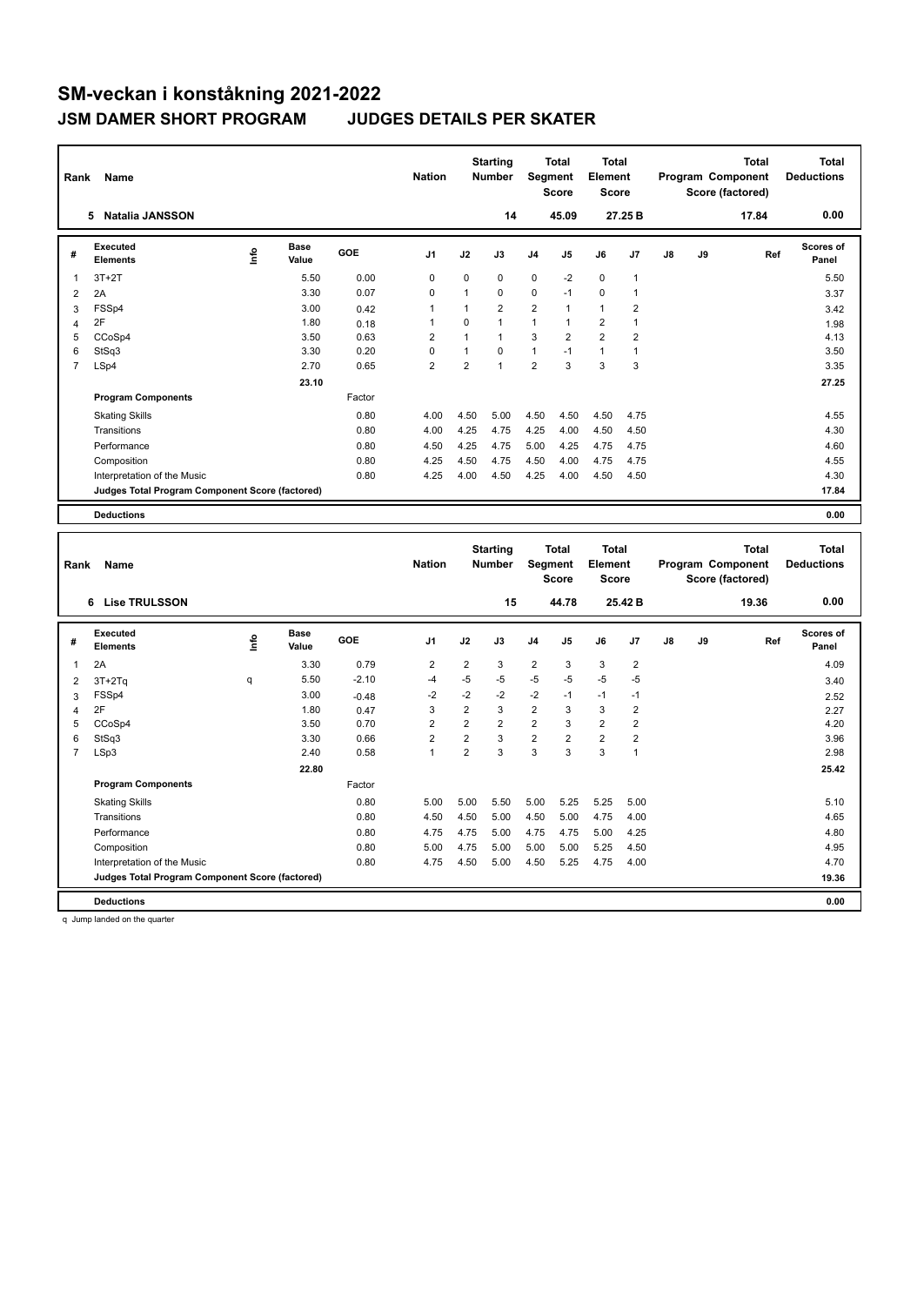# SM-veckan i konståkning 2021-2022

## JSM DAMER SHORT PROGRAM JUDGES DETAILS PER SKATER

| Rank | Name | Nation | Starting Number | Total Segment Score | Total Element Score | Total Program Component Score (factored) | Total Deductions |
|---|---|---|---|---|---|---|---|
| 5 | Natalia JANSSON | | 14 | 45.09 | 27.25 B | 17.84 | 0.00 |

| # | Executed Elements | Info | Base Value | GOE | J1 | J2 | J3 | J4 | J5 | J6 | J7 | J8 | J9 | Ref | Scores of Panel |
|---|---|---|---|---|---|---|---|---|---|---|---|---|---|---|---|
| 1 | 3T+2T | | 5.50 | 0.00 | 0 | 0 | 0 | 0 | -2 | 0 | 1 | | | | 5.50 |
| 2 | 2A | | 3.30 | 0.07 | 0 | 1 | 0 | 0 | -1 | 0 | 1 | | | | 3.37 |
| 3 | FSSp4 | | 3.00 | 0.42 | 1 | 1 | 2 | 2 | 1 | 1 | 2 | | | | 3.42 |
| 4 | 2F | | 1.80 | 0.18 | 1 | 0 | 1 | 1 | 1 | 2 | 1 | | | | 1.98 |
| 5 | CCoSp4 | | 3.50 | 0.63 | 2 | 1 | 1 | 3 | 2 | 2 | 2 | | | | 4.13 |
| 6 | StSq3 | | 3.30 | 0.20 | 0 | 1 | 0 | 1 | -1 | 1 | 1 | | | | 3.50 |
| 7 | LSp4 | | 2.70 | 0.65 | 2 | 2 | 1 | 2 | 3 | 3 | 3 | | | | 3.35 |
| | | | 23.10 | | | | | | | | | | | | 27.25 |
| | **Program Components** | | | Factor | | | | | | | | | | | |
| | Skating Skills | | | 0.80 | 4.00 | 4.50 | 5.00 | 4.50 | 4.50 | 4.50 | 4.75 | | | | 4.55 |
| | Transitions | | | 0.80 | 4.00 | 4.25 | 4.75 | 4.25 | 4.00 | 4.50 | 4.50 | | | | 4.30 |
| | Performance | | | 0.80 | 4.50 | 4.25 | 4.75 | 5.00 | 4.25 | 4.75 | 4.75 | | | | 4.60 |
| | Composition | | | 0.80 | 4.25 | 4.50 | 4.75 | 4.50 | 4.00 | 4.75 | 4.75 | | | | 4.55 |
| | Interpretation of the Music | | | 0.80 | 4.25 | 4.00 | 4.50 | 4.25 | 4.00 | 4.50 | 4.50 | | | | 4.30 |
| | **Judges Total Program Component Score (factored)** | | | | | | | | | | | | | | 17.84 |
| | **Deductions** | | | | | | | | | | | | | | 0.00 |

| Rank | Name | Nation | Starting Number | Total Segment Score | Total Element Score | Total Program Component Score (factored) | Total Deductions |
|---|---|---|---|---|---|---|---|
| 6 | Lise TRULSSON | | 15 | 44.78 | 25.42 B | 19.36 | 0.00 |

| # | Executed Elements | Info | Base Value | GOE | J1 | J2 | J3 | J4 | J5 | J6 | J7 | J8 | J9 | Ref | Scores of Panel |
|---|---|---|---|---|---|---|---|---|---|---|---|---|---|---|---|
| 1 | 2A | | 3.30 | 0.79 | 2 | 2 | 3 | 2 | 3 | 3 | 2 | | | | 4.09 |
| 2 | 3T+2Tq | q | 5.50 | -2.10 | -4 | -5 | -5 | -5 | -5 | -5 | -5 | | | | 3.40 |
| 3 | FSSp4 | | 3.00 | -0.48 | -2 | -2 | -2 | -2 | -1 | -1 | -1 | | | | 2.52 |
| 4 | 2F | | 1.80 | 0.47 | 3 | 2 | 3 | 2 | 3 | 3 | 2 | | | | 2.27 |
| 5 | CCoSp4 | | 3.50 | 0.70 | 2 | 2 | 2 | 2 | 3 | 2 | 2 | | | | 4.20 |
| 6 | StSq3 | | 3.30 | 0.66 | 2 | 2 | 3 | 2 | 2 | 2 | 2 | | | | 3.96 |
| 7 | LSp3 | | 2.40 | 0.58 | 1 | 2 | 3 | 3 | 3 | 3 | 1 | | | | 2.98 |
| | | | 22.80 | | | | | | | | | | | | 25.42 |
| | **Program Components** | | | Factor | | | | | | | | | | | |
| | Skating Skills | | | 0.80 | 5.00 | 5.00 | 5.50 | 5.00 | 5.25 | 5.25 | 5.00 | | | | 5.10 |
| | Transitions | | | 0.80 | 4.50 | 4.50 | 5.00 | 4.50 | 5.00 | 4.75 | 4.00 | | | | 4.65 |
| | Performance | | | 0.80 | 4.75 | 4.75 | 5.00 | 4.75 | 4.75 | 5.00 | 4.25 | | | | 4.80 |
| | Composition | | | 0.80 | 5.00 | 4.75 | 5.00 | 5.00 | 5.00 | 5.25 | 4.50 | | | | 4.95 |
| | Interpretation of the Music | | | 0.80 | 4.75 | 4.50 | 5.00 | 4.50 | 5.25 | 4.75 | 4.00 | | | | 4.70 |
| | **Judges Total Program Component Score (factored)** | | | | | | | | | | | | | | 19.36 |
| | **Deductions** | | | | | | | | | | | | | | 0.00 |

q Jump landed on the quarter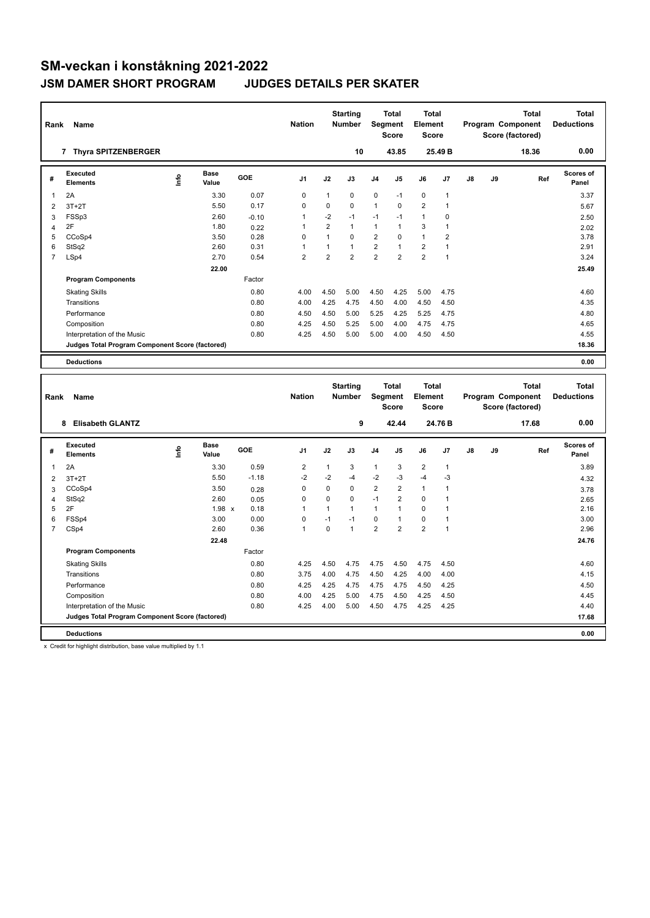# SM-veckan i konståkning 2021-2022

## JSM DAMER SHORT PROGRAM JUDGES DETAILS PER SKATER

| Rank | Name | Nation | Starting Number | Total Segment Score | Total Element Score | Total Program Component Score (factored) | Total Deductions |
|---|---|---|---|---|---|---|---|
| 7 | Thyra SPITZENBERGER | | 10 | 43.85 | 25.49 B | 18.36 | 0.00 |

| # | Executed Elements | Info | Base Value | GOE | J1 | J2 | J3 | J4 | J5 | J6 | J7 | J8 | J9 | Ref | Scores of Panel |
|---|---|---|---|---|---|---|---|---|---|---|---|---|---|---|---|
| 1 | 2A | | 3.30 | 0.07 | 0 | 1 | 0 | 0 | -1 | 0 | 1 | | | | 3.37 |
| 2 | 3T+2T | | 5.50 | 0.17 | 0 | 0 | 0 | 1 | 0 | 2 | 1 | | | | 5.67 |
| 3 | FSSp3 | | 2.60 | -0.10 | 1 | -2 | -1 | -1 | -1 | 1 | 0 | | | | 2.50 |
| 4 | 2F | | 1.80 | 0.22 | 1 | 2 | 1 | 1 | 1 | 3 | 1 | | | | 2.02 |
| 5 | CCoSp4 | | 3.50 | 0.28 | 0 | 1 | 0 | 2 | 0 | 1 | 2 | | | | 3.78 |
| 6 | StSq2 | | 2.60 | 0.31 | 1 | 1 | 1 | 2 | 1 | 2 | 1 | | | | 2.91 |
| 7 | LSp4 | | 2.70 | 0.54 | 2 | 2 | 2 | 2 | 2 | 2 | 1 | | | | 3.24 |
| | | | 22.00 | | | | | | | | | | | | 25.49 |
| | **Program Components** | | | Factor | | | | | | | | | | | |
| | Skating Skills | | | 0.80 | 4.00 | 4.50 | 5.00 | 4.50 | 4.25 | 5.00 | 4.75 | | | | 4.60 |
| | Transitions | | | 0.80 | 4.00 | 4.25 | 4.75 | 4.50 | 4.00 | 4.50 | 4.50 | | | | 4.35 |
| | Performance | | | 0.80 | 4.50 | 4.50 | 5.00 | 5.25 | 4.25 | 5.25 | 4.75 | | | | 4.80 |
| | Composition | | | 0.80 | 4.25 | 4.50 | 5.25 | 5.00 | 4.00 | 4.75 | 4.75 | | | | 4.65 |
| | Interpretation of the Music | | | 0.80 | 4.25 | 4.50 | 5.00 | 5.00 | 4.00 | 4.50 | 4.50 | | | | 4.55 |
| | **Judges Total Program Component Score (factored)** | | | | | | | | | | | | | | 18.36 |
| | **Deductions** | | | | | | | | | | | | | | 0.00 |

| Rank | Name | Nation | Starting Number | Total Segment Score | Total Element Score | Total Program Component Score (factored) | Total Deductions |
|---|---|---|---|---|---|---|---|
| 8 | Elisabeth GLANTZ | | 9 | 42.44 | 24.76 B | 17.68 | 0.00 |

| # | Executed Elements | Info | Base Value | GOE | J1 | J2 | J3 | J4 | J5 | J6 | J7 | J8 | J9 | Ref | Scores of Panel |
|---|---|---|---|---|---|---|---|---|---|---|---|---|---|---|---|
| 1 | 2A | | 3.30 | 0.59 | 2 | 1 | 3 | 1 | 3 | 2 | 1 | | | | 3.89 |
| 2 | 3T+2T | | 5.50 | -1.18 | -2 | -2 | -4 | -2 | -3 | -4 | -3 | | | | 4.32 |
| 3 | CCoSp4 | | 3.50 | 0.28 | 0 | 0 | 0 | 2 | 2 | 1 | 1 | | | | 3.78 |
| 4 | StSq2 | | 2.60 | 0.05 | 0 | 0 | 0 | -1 | 2 | 0 | 1 | | | | 2.65 |
| 5 | 2F | | 1.98 x | 0.18 | 1 | 1 | 1 | 1 | 1 | 0 | 1 | | | | 2.16 |
| 6 | FSSp4 | | 3.00 | 0.00 | 0 | -1 | -1 | 0 | 1 | 0 | 1 | | | | 3.00 |
| 7 | CSp4 | | 2.60 | 0.36 | 1 | 0 | 1 | 2 | 2 | 2 | 1 | | | | 2.96 |
| | | | 22.48 | | | | | | | | | | | | 24.76 |
| | **Program Components** | | | Factor | | | | | | | | | | | |
| | Skating Skills | | | 0.80 | 4.25 | 4.50 | 4.75 | 4.75 | 4.50 | 4.75 | 4.50 | | | | 4.60 |
| | Transitions | | | 0.80 | 3.75 | 4.00 | 4.75 | 4.50 | 4.25 | 4.00 | 4.00 | | | | 4.15 |
| | Performance | | | 0.80 | 4.25 | 4.25 | 4.75 | 4.75 | 4.75 | 4.50 | 4.25 | | | | 4.50 |
| | Composition | | | 0.80 | 4.00 | 4.25 | 5.00 | 4.75 | 4.50 | 4.25 | 4.50 | | | | 4.45 |
| | Interpretation of the Music | | | 0.80 | 4.25 | 4.00 | 5.00 | 4.50 | 4.75 | 4.25 | 4.25 | | | | 4.40 |
| | **Judges Total Program Component Score (factored)** | | | | | | | | | | | | | | 17.68 |
| | **Deductions** | | | | | | | | | | | | | | 0.00 |

x Credit for highlight distribution, base value multiplied by 1.1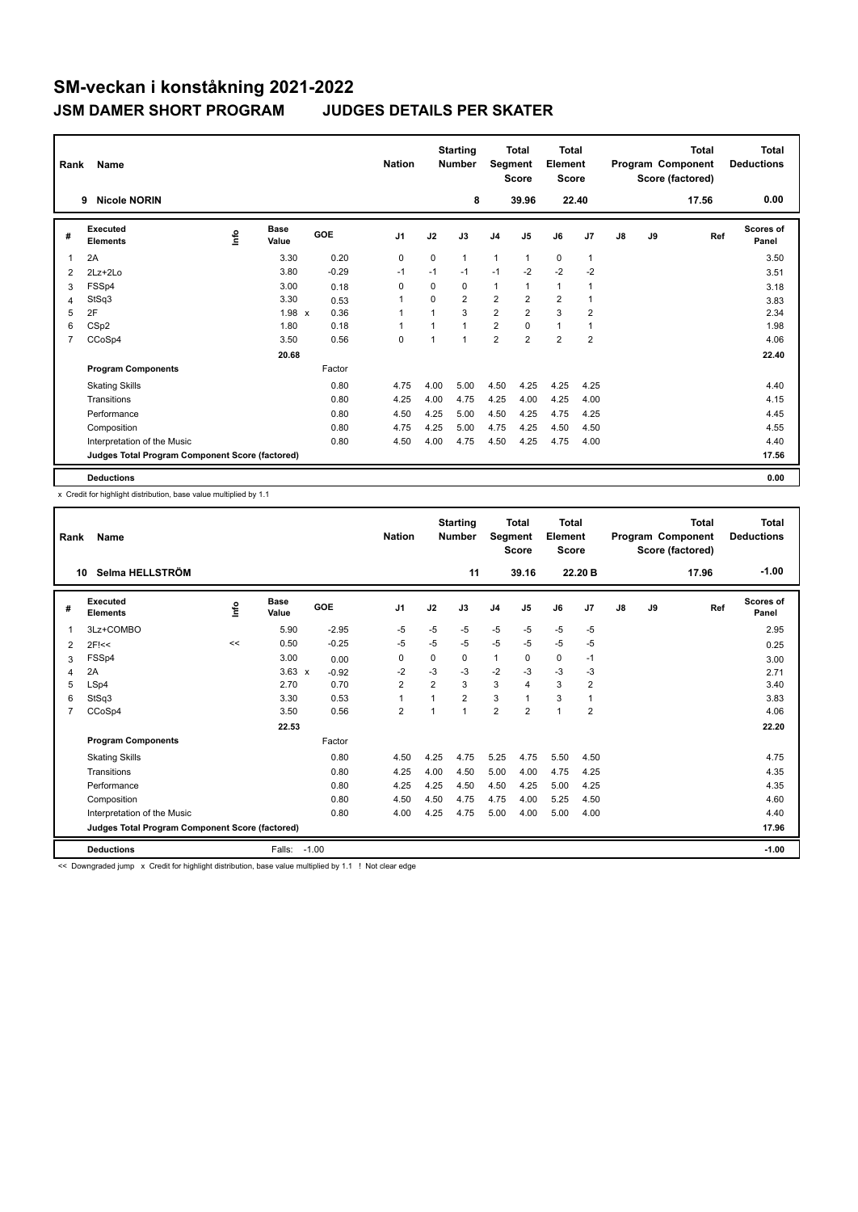# SM-veckan i konståkning 2021-2022

## JSM DAMER SHORT PROGRAM JUDGES DETAILS PER SKATER

| Rank | Name | Nation | Starting Number | Total Segment Score | Total Element Score | Total Program Component Score (factored) | Total Deductions |
|---|---|---|---|---|---|---|---|
| 9 | Nicole NORIN | | 8 | 39.96 | 22.40 | 17.56 | 0.00 |

| # | Executed Elements | Info | Base Value | GOE | J1 | J2 | J3 | J4 | J5 | J6 | J7 | J8 | J9 | Ref | Scores of Panel |
|---|---|---|---|---|---|---|---|---|---|---|---|---|---|---|---|
| 1 | 2A | | 3.30 | 0.20 | 0 | 0 | 1 | 1 | 1 | 0 | 1 | | | | 3.50 |
| 2 | 2Lz+2Lo | | 3.80 | -0.29 | -1 | -1 | -1 | -1 | -2 | -2 | -2 | | | | 3.51 |
| 3 | FSSp4 | | 3.00 | 0.18 | 0 | 0 | 0 | 1 | 1 | 1 | 1 | | | | 3.18 |
| 4 | StSq3 | | 3.30 | 0.53 | 1 | 0 | 2 | 2 | 2 | 2 | 1 | | | | 3.83 |
| 5 | 2F | | 1.98 x | 0.36 | 1 | 1 | 3 | 2 | 2 | 3 | 2 | | | | 2.34 |
| 6 | CSp2 | | 1.80 | 0.18 | 1 | 1 | 1 | 2 | 0 | 1 | 1 | | | | 1.98 |
| 7 | CCoSp4 | | 3.50 | 0.56 | 0 | 1 | 1 | 2 | 2 | 2 | 2 | | | | 4.06 |
| | | | 20.68 | | | | | | | | | | | | 22.40 |
| | **Program Components** | | | Factor | | | | | | | | | | | |
| | Skating Skills | | | 0.80 | 4.75 | 4.00 | 5.00 | 4.50 | 4.25 | 4.25 | 4.25 | | | | 4.40 |
| | Transitions | | | 0.80 | 4.25 | 4.00 | 4.75 | 4.25 | 4.00 | 4.25 | 4.00 | | | | 4.15 |
| | Performance | | | 0.80 | 4.50 | 4.25 | 5.00 | 4.50 | 4.25 | 4.75 | 4.25 | | | | 4.45 |
| | Composition | | | 0.80 | 4.75 | 4.25 | 5.00 | 4.75 | 4.25 | 4.50 | 4.50 | | | | 4.55 |
| | Interpretation of the Music | | | 0.80 | 4.50 | 4.00 | 4.75 | 4.50 | 4.25 | 4.75 | 4.00 | | | | 4.40 |
| | **Judges Total Program Component Score (factored)** | | | | | | | | | | | | | | 17.56 |
| | **Deductions** | | | | | | | | | | | | | | 0.00 |

x Credit for highlight distribution, base value multiplied by 1.1

| Rank | Name | Nation | Starting Number | Total Segment Score | Total Element Score | Total Program Component Score (factored) | Total Deductions |
|---|---|---|---|---|---|---|---|
| 10 | Selma HELLSTRÖM | | 11 | 39.16 | 22.20 B | 17.96 | -1.00 |

| # | Executed Elements | Info | Base Value | GOE | J1 | J2 | J3 | J4 | J5 | J6 | J7 | J8 | J9 | Ref | Scores of Panel |
|---|---|---|---|---|---|---|---|---|---|---|---|---|---|---|---|
| 1 | 3Lz+COMBO | | 5.90 | -2.95 | -5 | -5 | -5 | -5 | -5 | -5 | -5 | | | | 2.95 |
| 2 | 2F!<< | << | 0.50 | -0.25 | -5 | -5 | -5 | -5 | -5 | -5 | -5 | | | | 0.25 |
| 3 | FSSp4 | | 3.00 | 0.00 | 0 | 0 | 0 | 1 | 0 | 0 | -1 | | | | 3.00 |
| 4 | 2A | | 3.63 x | -0.92 | -2 | -3 | -3 | -2 | -3 | -3 | -3 | | | | 2.71 |
| 5 | LSp4 | | 2.70 | 0.70 | 2 | 2 | 3 | 3 | 4 | 3 | 2 | | | | 3.40 |
| 6 | StSq3 | | 3.30 | 0.53 | 1 | 1 | 2 | 3 | 1 | 3 | 1 | | | | 3.83 |
| 7 | CCoSp4 | | 3.50 | 0.56 | 2 | 1 | 1 | 2 | 2 | 1 | 2 | | | | 4.06 |
| | | | 22.53 | | | | | | | | | | | | 22.20 |
| | **Program Components** | | | Factor | | | | | | | | | | | |
| | Skating Skills | | | 0.80 | 4.50 | 4.25 | 4.75 | 5.25 | 4.75 | 5.50 | 4.50 | | | | 4.75 |
| | Transitions | | | 0.80 | 4.25 | 4.00 | 4.50 | 5.00 | 4.00 | 4.75 | 4.25 | | | | 4.35 |
| | Performance | | | 0.80 | 4.25 | 4.25 | 4.50 | 4.50 | 4.25 | 5.00 | 4.25 | | | | 4.35 |
| | Composition | | | 0.80 | 4.50 | 4.50 | 4.75 | 4.75 | 4.00 | 5.25 | 4.50 | | | | 4.60 |
| | Interpretation of the Music | | | 0.80 | 4.00 | 4.25 | 4.75 | 5.00 | 4.00 | 5.00 | 4.00 | | | | 4.40 |
| | **Judges Total Program Component Score (factored)** | | | | | | | | | | | | | | 17.96 |
| | **Deductions** | | Falls: -1.00 | | | | | | | | | | | | -1.00 |

<< Downgraded jump x Credit for highlight distribution, base value multiplied by 1.1 ! Not clear edge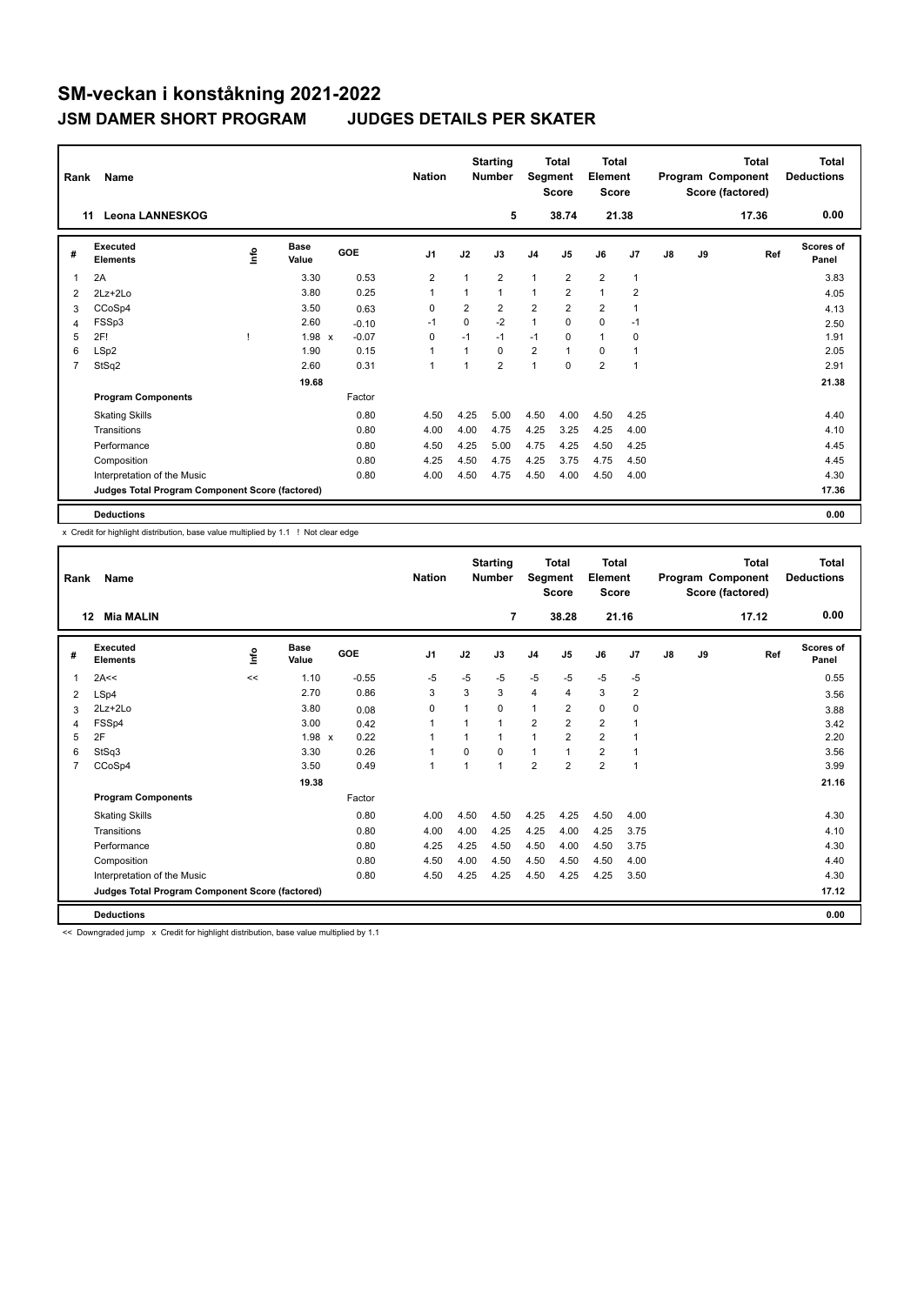# SM-veckan i konståkning 2021-2022

## JSM DAMER SHORT PROGRAM JUDGES DETAILS PER SKATER

| Rank | Name | Nation | Starting Number | Total Segment Score | Total Element Score | Total Program Component Score (factored) | Total Deductions |
|---|---|---|---|---|---|---|---|
| 11 | Leona LANNESKOG | | 5 | 38.74 | 21.38 | 17.36 | 0.00 |

| # | Executed Elements | Info | Base Value | | GOE | J1 | J2 | J3 | J4 | J5 | J6 | J7 | J8 | J9 | Ref | Scores of Panel |
|---|---|---|---|---|---|---|---|---|---|---|---|---|---|---|---|---|
| 1 | 2A | | 3.30 | | 0.53 | 2 | 1 | 2 | 1 | 2 | 2 | 1 | | | | 3.83 |
| 2 | 2Lz+2Lo | | 3.80 | | 0.25 | 1 | 1 | 1 | 1 | 2 | 1 | 2 | | | | 4.05 |
| 3 | CCoSp4 | | 3.50 | | 0.63 | 0 | 2 | 2 | 2 | 2 | 2 | 1 | | | | 4.13 |
| 4 | FSSp3 | | 2.60 | | -0.10 | -1 | 0 | -2 | 1 | 0 | 0 | -1 | | | | 2.50 |
| 5 | 2F! | ! | 1.98 | x | -0.07 | 0 | -1 | -1 | -1 | 0 | 1 | 0 | | | | 1.91 |
| 6 | LSp2 | | 1.90 | | 0.15 | 1 | 1 | 0 | 2 | 1 | 0 | 1 | | | | 2.05 |
| 7 | StSq2 | | 2.60 | | 0.31 | 1 | 1 | 2 | 1 | 0 | 2 | 1 | | | | 2.91 |
| | | | 19.68 | | | | | | | | | | | | | 21.38 |
| | **Program Components** | | | | Factor | | | | | | | | | | | |
| | Skating Skills | | | | 0.80 | 4.50 | 4.25 | 5.00 | 4.50 | 4.00 | 4.50 | 4.25 | | | | 4.40 |
| | Transitions | | | | 0.80 | 4.00 | 4.00 | 4.75 | 4.25 | 3.25 | 4.25 | 4.00 | | | | 4.10 |
| | Performance | | | | 0.80 | 4.50 | 4.25 | 5.00 | 4.75 | 4.25 | 4.50 | 4.25 | | | | 4.45 |
| | Composition | | | | 0.80 | 4.25 | 4.50 | 4.75 | 4.25 | 3.75 | 4.75 | 4.50 | | | | 4.45 |
| | Interpretation of the Music | | | | 0.80 | 4.00 | 4.50 | 4.75 | 4.50 | 4.00 | 4.50 | 4.00 | | | | 4.30 |
| | **Judges Total Program Component Score (factored)** | | | | | | | | | | | | | | | 17.36 |
| | **Deductions** | | | | | | | | | | | | | | | 0.00 |

x Credit for highlight distribution, base value multiplied by 1.1 ! Not clear edge

| Rank | Name | Nation | Starting Number | Total Segment Score | Total Element Score | Total Program Component Score (factored) | Total Deductions |
|---|---|---|---|---|---|---|---|
| 12 | Mia MALIN | | 7 | 38.28 | 21.16 | 17.12 | 0.00 |

| # | Executed Elements | Info | Base Value | | GOE | J1 | J2 | J3 | J4 | J5 | J6 | J7 | J8 | J9 | Ref | Scores of Panel |
|---|---|---|---|---|---|---|---|---|---|---|---|---|---|---|---|---|
| 1 | 2A<< | << | 1.10 | | -0.55 | -5 | -5 | -5 | -5 | -5 | -5 | -5 | | | | 0.55 |
| 2 | LSp4 | | 2.70 | | 0.86 | 3 | 3 | 3 | 4 | 4 | 3 | 2 | | | | 3.56 |
| 3 | 2Lz+2Lo | | 3.80 | | 0.08 | 0 | 1 | 0 | 1 | 2 | 0 | 0 | | | | 3.88 |
| 4 | FSSp4 | | 3.00 | | 0.42 | 1 | 1 | 1 | 2 | 2 | 2 | 1 | | | | 3.42 |
| 5 | 2F | | 1.98 | x | 0.22 | 1 | 1 | 1 | 1 | 2 | 2 | 1 | | | | 2.20 |
| 6 | StSq3 | | 3.30 | | 0.26 | 1 | 0 | 0 | 1 | 1 | 2 | 1 | | | | 3.56 |
| 7 | CCoSp4 | | 3.50 | | 0.49 | 1 | 1 | 1 | 2 | 2 | 2 | 1 | | | | 3.99 |
| | | | 19.38 | | | | | | | | | | | | | 21.16 |
| | **Program Components** | | | | Factor | | | | | | | | | | | |
| | Skating Skills | | | | 0.80 | 4.00 | 4.50 | 4.50 | 4.25 | 4.25 | 4.50 | 4.00 | | | | 4.30 |
| | Transitions | | | | 0.80 | 4.00 | 4.00 | 4.25 | 4.25 | 4.00 | 4.25 | 3.75 | | | | 4.10 |
| | Performance | | | | 0.80 | 4.25 | 4.25 | 4.50 | 4.50 | 4.00 | 4.50 | 3.75 | | | | 4.30 |
| | Composition | | | | 0.80 | 4.50 | 4.00 | 4.50 | 4.50 | 4.50 | 4.50 | 4.00 | | | | 4.40 |
| | Interpretation of the Music | | | | 0.80 | 4.50 | 4.25 | 4.25 | 4.50 | 4.25 | 4.25 | 3.50 | | | | 4.30 |
| | **Judges Total Program Component Score (factored)** | | | | | | | | | | | | | | | 17.12 |
| | **Deductions** | | | | | | | | | | | | | | | 0.00 |

<< Downgraded jump x Credit for highlight distribution, base value multiplied by 1.1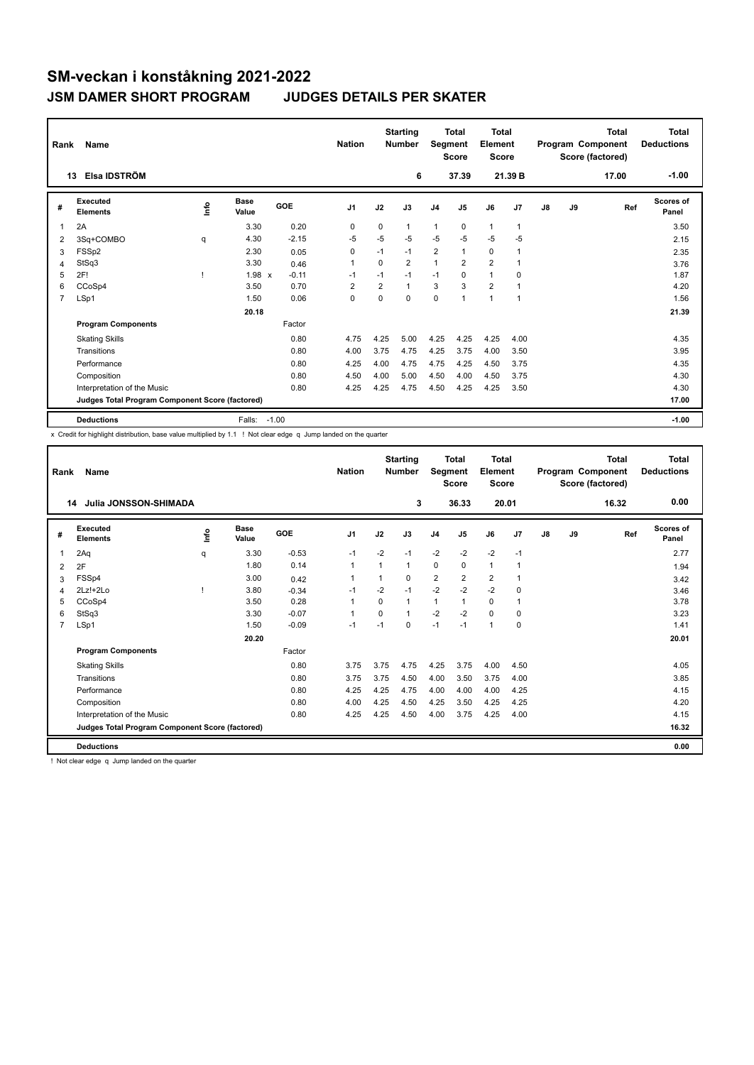# SM-veckan i konståkning 2021-2022

## JSM DAMER SHORT PROGRAM JUDGES DETAILS PER SKATER

| Rank | Name | Nation | Starting Number | Total Segment Score | Total Element Score | Total Program Component Score (factored) | Total Deductions |
|---|---|---|---|---|---|---|---|
| 13 | Elsa IDSTRÖM | | 6 | 37.39 | 21.39 B | 17.00 | -1.00 |

| # | Executed Elements | Info | Base Value | GOE | J1 | J2 | J3 | J4 | J5 | J6 | J7 | J8 | J9 | Ref | Scores of Panel |
|---|---|---|---|---|---|---|---|---|---|---|---|---|---|---|---|
| 1 | 2A | | 3.30 | 0.20 | 0 | 0 | 1 | 1 | 0 | 1 | 1 | | | | 3.50 |
| 2 | 3Sq+COMBO | q | 4.30 | -2.15 | -5 | -5 | -5 | -5 | -5 | -5 | -5 | | | | 2.15 |
| 3 | FSSp2 | | 2.30 | 0.05 | 0 | -1 | -1 | 2 | 1 | 0 | 1 | | | | 2.35 |
| 4 | StSq3 | | 3.30 | 0.46 | 1 | 0 | 2 | 1 | 2 | 2 | 1 | | | | 3.76 |
| 5 | 2F! | ! | 1.98 x | -0.11 | -1 | -1 | -1 | -1 | 0 | 1 | 0 | | | | 1.87 |
| 6 | CCoSp4 | | 3.50 | 0.70 | 2 | 2 | 1 | 3 | 3 | 2 | 1 | | | | 4.20 |
| 7 | LSp1 | | 1.50 | 0.06 | 0 | 0 | 0 | 0 | 1 | 1 | 1 | | | | 1.56 |
| | | | 20.18 | | | | | | | | | | | | 21.39 |
| | **Program Components** | | | Factor | | | | | | | | | | | |
| | Skating Skills | | | 0.80 | 4.75 | 4.25 | 5.00 | 4.25 | 4.25 | 4.25 | 4.00 | | | | 4.35 |
| | Transitions | | | 0.80 | 4.00 | 3.75 | 4.75 | 4.25 | 3.75 | 4.00 | 3.50 | | | | 3.95 |
| | Performance | | | 0.80 | 4.25 | 4.00 | 4.75 | 4.75 | 4.25 | 4.50 | 3.75 | | | | 4.35 |
| | Composition | | | 0.80 | 4.50 | 4.00 | 5.00 | 4.50 | 4.00 | 4.50 | 3.75 | | | | 4.30 |
| | Interpretation of the Music | | | 0.80 | 4.25 | 4.25 | 4.75 | 4.50 | 4.25 | 4.25 | 3.50 | | | | 4.30 |
| | **Judges Total Program Component Score (factored)** | | | | | | | | | | | | | | 17.00 |
| | **Deductions** | | Falls: | -1.00 | | | | | | | | | | | -1.00 |

x Credit for highlight distribution, base value multiplied by 1.1 ! Not clear edge q Jump landed on the quarter

| Rank | Name | Nation | Starting Number | Total Segment Score | Total Element Score | Total Program Component Score (factored) | Total Deductions |
|---|---|---|---|---|---|---|---|
| 14 | Julia JONSSON-SHIMADA | | 3 | 36.33 | 20.01 | 16.32 | 0.00 |

| # | Executed Elements | Info | Base Value | GOE | J1 | J2 | J3 | J4 | J5 | J6 | J7 | J8 | J9 | Ref | Scores of Panel |
|---|---|---|---|---|---|---|---|---|---|---|---|---|---|---|---|
| 1 | 2Aq | q | 3.30 | -0.53 | -1 | -2 | -1 | -2 | -2 | -2 | -1 | | | | 2.77 |
| 2 | 2F | | 1.80 | 0.14 | 1 | 1 | 1 | 0 | 0 | 1 | 1 | | | | 1.94 |
| 3 | FSSp4 | | 3.00 | 0.42 | 1 | 1 | 0 | 2 | 2 | 2 | 1 | | | | 3.42 |
| 4 | 2Lz!+2Lo | ! | 3.80 | -0.34 | -1 | -2 | -1 | -2 | -2 | -2 | 0 | | | | 3.46 |
| 5 | CCoSp4 | | 3.50 | 0.28 | 1 | 0 | 1 | 1 | 1 | 0 | 1 | | | | 3.78 |
| 6 | StSq3 | | 3.30 | -0.07 | 1 | 0 | 1 | -2 | -2 | 0 | 0 | | | | 3.23 |
| 7 | LSp1 | | 1.50 | -0.09 | -1 | -1 | 0 | -1 | -1 | 1 | 0 | | | | 1.41 |
| | | | 20.20 | | | | | | | | | | | | 20.01 |
| | **Program Components** | | | Factor | | | | | | | | | | | |
| | Skating Skills | | | 0.80 | 3.75 | 3.75 | 4.75 | 4.25 | 3.75 | 4.00 | 4.50 | | | | 4.05 |
| | Transitions | | | 0.80 | 3.75 | 3.75 | 4.50 | 4.00 | 3.50 | 3.75 | 4.00 | | | | 3.85 |
| | Performance | | | 0.80 | 4.25 | 4.25 | 4.75 | 4.00 | 4.00 | 4.00 | 4.25 | | | | 4.15 |
| | Composition | | | 0.80 | 4.00 | 4.25 | 4.50 | 4.25 | 3.50 | 4.25 | 4.25 | | | | 4.20 |
| | Interpretation of the Music | | | 0.80 | 4.25 | 4.25 | 4.50 | 4.00 | 3.75 | 4.25 | 4.00 | | | | 4.15 |
| | **Judges Total Program Component Score (factored)** | | | | | | | | | | | | | | 16.32 |
| | **Deductions** | | | | | | | | | | | | | | 0.00 |

! Not clear edge q Jump landed on the quarter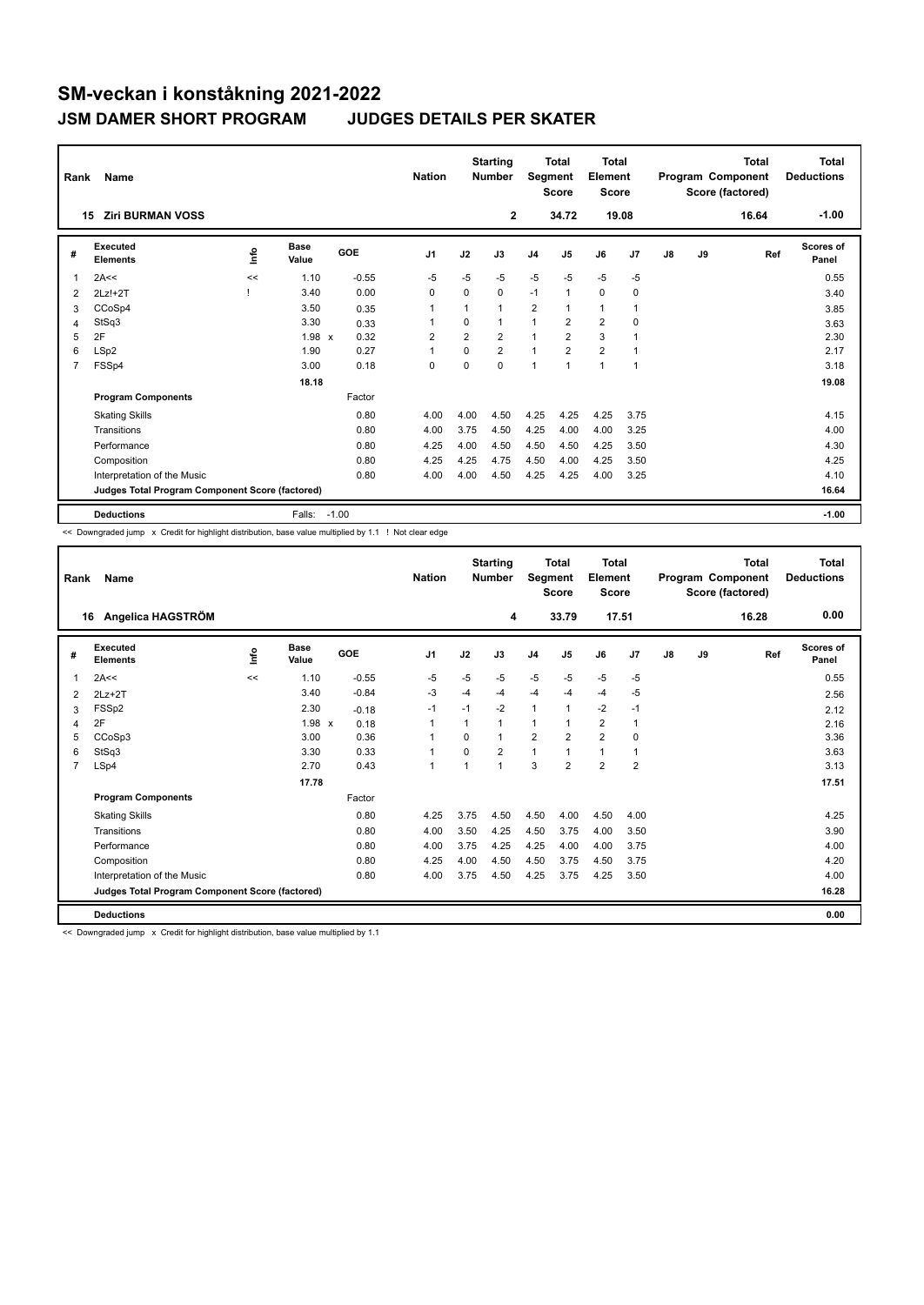# SM-veckan i konståkning 2021-2022

## JSM DAMER SHORT PROGRAM    JUDGES DETAILS PER SKATER

| Rank | Name | Nation | Starting Number | Total Segment Score | Total Element Score | Total Program Component Score (factored) | Total Deductions |
|---|---|---|---|---|---|---|---|
| 15 | Ziri BURMAN VOSS | | 2 | 34.72 | 19.08 | 16.64 | -1.00 |

| # | Executed Elements | Info | Base Value | | GOE | J1 | J2 | J3 | J4 | J5 | J6 | J7 | J8 | J9 | Ref | Scores of Panel |
|---|---|---|---|---|---|---|---|---|---|---|---|---|---|---|---|---|
| 1 | 2A<< | << | 1.10 | | -0.55 | -5 | -5 | -5 | -5 | -5 | -5 | -5 | | | | 0.55 |
| 2 | 2Lz!+2T | ! | 3.40 | | 0.00 | 0 | 0 | 0 | -1 | 1 | 0 | 0 | | | | 3.40 |
| 3 | CCoSp4 | | 3.50 | | 0.35 | 1 | 1 | 1 | 2 | 1 | 1 | 1 | | | | 3.85 |
| 4 | StSq3 | | 3.30 | | 0.33 | 1 | 0 | 1 | 1 | 2 | 2 | 0 | | | | 3.63 |
| 5 | 2F | | 1.98 | x | 0.32 | 2 | 2 | 2 | 1 | 2 | 3 | 1 | | | | 2.30 |
| 6 | LSp2 | | 1.90 | | 0.27 | 1 | 0 | 2 | 1 | 2 | 2 | 1 | | | | 2.17 |
| 7 | FSSp4 | | 3.00 | | 0.18 | 0 | 0 | 0 | 1 | 1 | 1 | 1 | | | | 3.18 |
| | | | 18.18 | | | | | | | | | | | | | 19.08 |
| | **Program Components** | | | | Factor | | | | | | | | | | | |
| | Skating Skills | | | | 0.80 | 4.00 | 4.00 | 4.50 | 4.25 | 4.25 | 4.25 | 3.75 | | | | 4.15 |
| | Transitions | | | | 0.80 | 4.00 | 3.75 | 4.50 | 4.25 | 4.00 | 4.00 | 3.25 | | | | 4.00 |
| | Performance | | | | 0.80 | 4.25 | 4.00 | 4.50 | 4.50 | 4.50 | 4.25 | 3.50 | | | | 4.30 |
| | Composition | | | | 0.80 | 4.25 | 4.25 | 4.75 | 4.50 | 4.00 | 4.25 | 3.50 | | | | 4.25 |
| | Interpretation of the Music | | | | 0.80 | 4.00 | 4.00 | 4.50 | 4.25 | 4.25 | 4.00 | 3.25 | | | | 4.10 |
| | **Judges Total Program Component Score (factored)** | | | | | | | | | | | | | | | 16.64 |
| | **Deductions** | | Falls: | | -1.00 | | | | | | | | | | | -1.00 |

<< Downgraded jump x Credit for highlight distribution, base value multiplied by 1.1 ! Not clear edge

| Rank | Name | Nation | Starting Number | Total Segment Score | Total Element Score | Total Program Component Score (factored) | Total Deductions |
|---|---|---|---|---|---|---|---|
| 16 | Angelica HAGSTRÖM | | 4 | 33.79 | 17.51 | 16.28 | 0.00 |

| # | Executed Elements | Info | Base Value | | GOE | J1 | J2 | J3 | J4 | J5 | J6 | J7 | J8 | J9 | Ref | Scores of Panel |
|---|---|---|---|---|---|---|---|---|---|---|---|---|---|---|---|---|
| 1 | 2A<< | << | 1.10 | | -0.55 | -5 | -5 | -5 | -5 | -5 | -5 | -5 | | | | 0.55 |
| 2 | 2Lz+2T | | 3.40 | | -0.84 | -3 | -4 | -4 | -4 | -4 | -4 | -5 | | | | 2.56 |
| 3 | FSSp2 | | 2.30 | | -0.18 | -1 | -1 | -2 | 1 | 1 | -2 | -1 | | | | 2.12 |
| 4 | 2F | | 1.98 | x | 0.18 | 1 | 1 | 1 | 1 | 1 | 2 | 1 | | | | 2.16 |
| 5 | CCoSp3 | | 3.00 | | 0.36 | 1 | 0 | 1 | 2 | 2 | 2 | 0 | | | | 3.36 |
| 6 | StSq3 | | 3.30 | | 0.33 | 1 | 0 | 2 | 1 | 1 | 1 | 1 | | | | 3.63 |
| 7 | LSp4 | | 2.70 | | 0.43 | 1 | 1 | 1 | 3 | 2 | 2 | 2 | | | | 3.13 |
| | | | 17.78 | | | | | | | | | | | | | 17.51 |
| | **Program Components** | | | | Factor | | | | | | | | | | | |
| | Skating Skills | | | | 0.80 | 4.25 | 3.75 | 4.50 | 4.50 | 4.00 | 4.50 | 4.00 | | | | 4.25 |
| | Transitions | | | | 0.80 | 4.00 | 3.50 | 4.25 | 4.50 | 3.75 | 4.00 | 3.50 | | | | 3.90 |
| | Performance | | | | 0.80 | 4.00 | 3.75 | 4.25 | 4.25 | 4.00 | 4.00 | 3.75 | | | | 4.00 |
| | Composition | | | | 0.80 | 4.25 | 4.00 | 4.50 | 4.50 | 3.75 | 4.50 | 3.75 | | | | 4.20 |
| | Interpretation of the Music | | | | 0.80 | 4.00 | 3.75 | 4.50 | 4.25 | 3.75 | 4.25 | 3.50 | | | | 4.00 |
| | **Judges Total Program Component Score (factored)** | | | | | | | | | | | | | | | 16.28 |
| | **Deductions** | | | | | | | | | | | | | | | 0.00 |

<< Downgraded jump x Credit for highlight distribution, base value multiplied by 1.1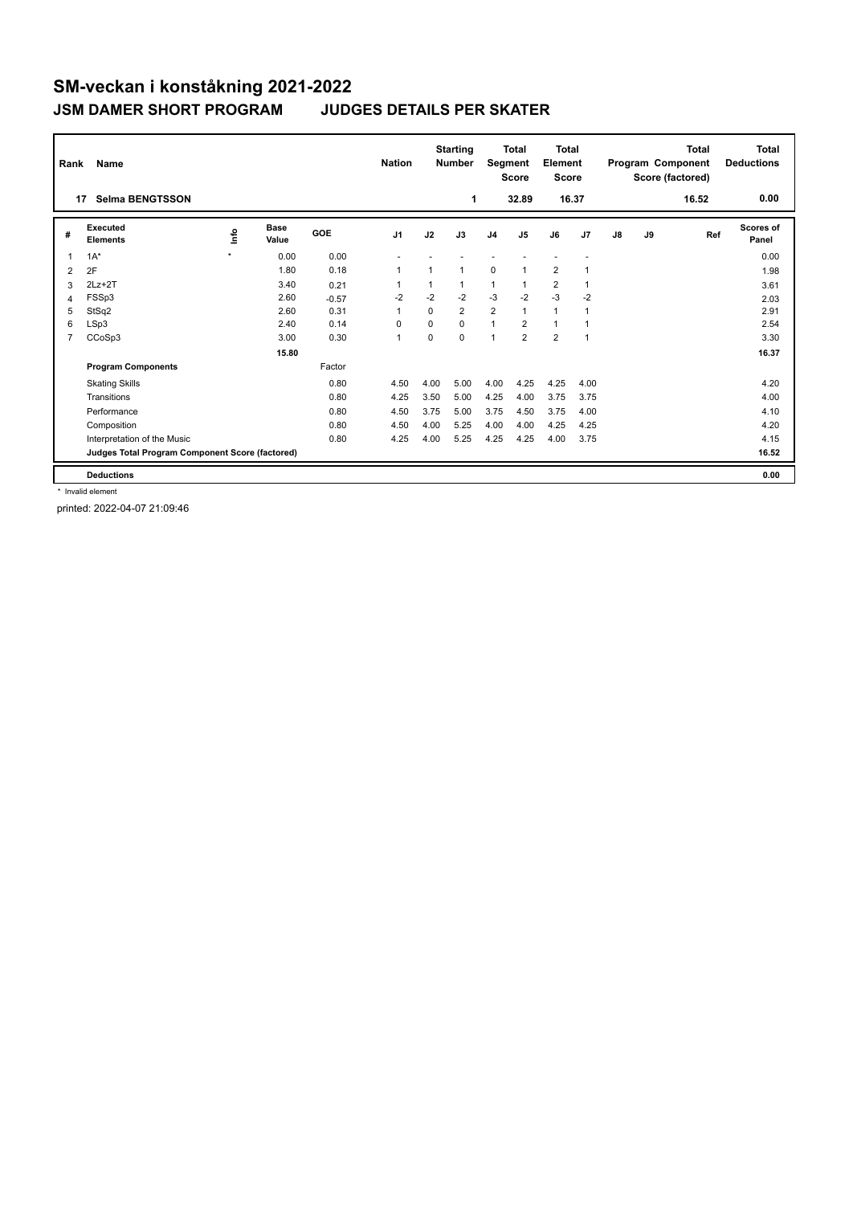# SM-veckan i konståkning 2021-2022

## JSM DAMER SHORT PROGRAM JUDGES DETAILS PER SKATER

| Rank | Name | Nation | Starting Number | Total Segment Score | Total Element Score | Total Program Component Score (factored) | Total Deductions |
|---|---|---|---|---|---|---|---|
| 17 | Selma BENGTSSON | | 1 | 32.89 | 16.37 | 16.52 | 0.00 |

| # | Executed Elements | Info | Base Value | GOE | J1 | J2 | J3 | J4 | J5 | J6 | J7 | J8 | J9 | Ref | Scores of Panel |
|---|---|---|---|---|---|---|---|---|---|---|---|---|---|---|---|
| 1 | 1A* | * | 0.00 | 0.00 | - | - | - | - | - | - | - | | | | 0.00 |
| 2 | 2F | | 1.80 | 0.18 | 1 | 1 | 1 | 0 | 1 | 2 | 1 | | | | 1.98 |
| 3 | 2Lz+2T | | 3.40 | 0.21 | 1 | 1 | 1 | 1 | 1 | 2 | 1 | | | | 3.61 |
| 4 | FSSp3 | | 2.60 | -0.57 | -2 | -2 | -2 | -3 | -2 | -3 | -2 | | | | 2.03 |
| 5 | StSq2 | | 2.60 | 0.31 | 1 | 0 | 2 | 2 | 1 | 1 | 1 | | | | 2.91 |
| 6 | LSp3 | | 2.40 | 0.14 | 0 | 0 | 0 | 1 | 2 | 1 | 1 | | | | 2.54 |
| 7 | CCoSp3 | | 3.00 | 0.30 | 1 | 0 | 0 | 1 | 2 | 2 | 1 | | | | 3.30 |
| | | | 15.80 | | | | | | | | | | | | 16.37 |
| | **Program Components** | | | Factor | | | | | | | | | | | |
| | Skating Skills | | | 0.80 | 4.50 | 4.00 | 5.00 | 4.00 | 4.25 | 4.25 | 4.00 | | | | 4.20 |
| | Transitions | | | 0.80 | 4.25 | 3.50 | 5.00 | 4.25 | 4.00 | 3.75 | 3.75 | | | | 4.00 |
| | Performance | | | 0.80 | 4.50 | 3.75 | 5.00 | 3.75 | 4.50 | 3.75 | 4.00 | | | | 4.10 |
| | Composition | | | 0.80 | 4.50 | 4.00 | 5.25 | 4.00 | 4.00 | 4.25 | 4.25 | | | | 4.20 |
| | Interpretation of the Music | | | 0.80 | 4.25 | 4.00 | 5.25 | 4.25 | 4.25 | 4.00 | 3.75 | | | | 4.15 |
| | **Judges Total Program Component Score (factored)** | | | | | | | | | | | | | | 16.52 |
| | **Deductions** | | | | | | | | | | | | | | 0.00 |

\* Invalid element

printed: 2022-04-07 21:09:46